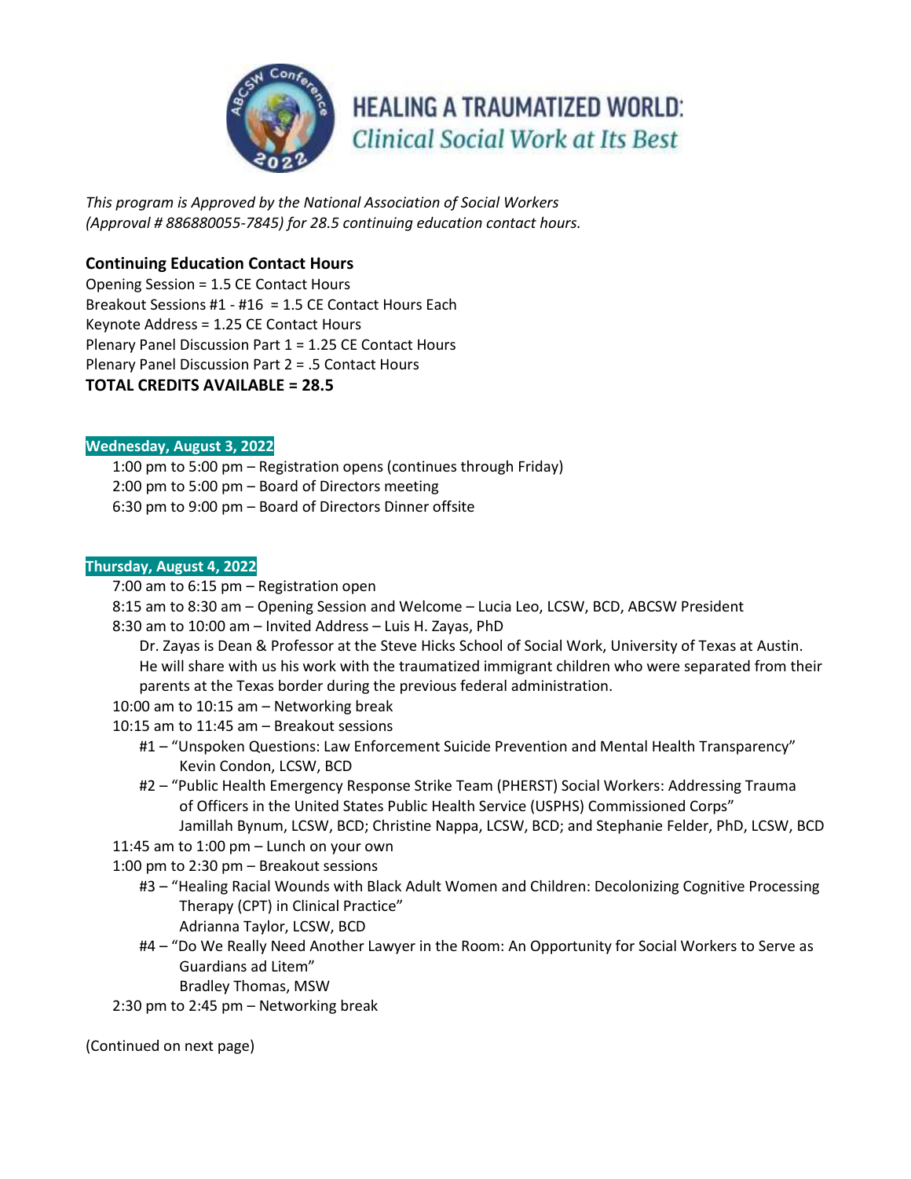# HEALING A TRAUMATIZED WORLD: *Clinical Social Work at Its Best*

*This program is Approved by the National Association of Social Workers (Approval # 886880055-7845) for 28.5 continuing education contact hours.*

**Continuing Education Contact Hours**

Opening Session = 1.5 CE Contact Hours
Breakout Sessions #1 - #16 = 1.5 CE Contact Hours Each
Keynote Address = 1.25 CE Contact Hours
Plenary Panel Discussion Part 1 = 1.25 CE Contact Hours
Plenary Panel Discussion Part 2 = .5 Contact Hours
**TOTAL CREDITS AVAILABLE = 28.5**

**Wednesday, August 3, 2022**

- 1:00 pm to 5:00 pm – Registration opens (continues through Friday)
- 2:00 pm to 5:00 pm – Board of Directors meeting
- 6:30 pm to 9:00 pm – Board of Directors Dinner offsite

**Thursday, August 4, 2022**

- 7:00 am to 6:15 pm – Registration open
- 8:15 am to 8:30 am – Opening Session and Welcome – Lucia Leo, LCSW, BCD, ABCSW President
- 8:30 am to 10:00 am – Invited Address – Luis H. Zayas, PhD
  Dr. Zayas is Dean & Professor at the Steve Hicks School of Social Work, University of Texas at Austin. He will share with us his work with the traumatized immigrant children who were separated from their parents at the Texas border during the previous federal administration.
- 10:00 am to 10:15 am – Networking break
- 10:15 am to 11:45 am – Breakout sessions
  - #1 – "Unspoken Questions: Law Enforcement Suicide Prevention and Mental Health Transparency"
    Kevin Condon, LCSW, BCD
  - #2 – "Public Health Emergency Response Strike Team (PHERST) Social Workers: Addressing Trauma of Officers in the United States Public Health Service (USPHS) Commissioned Corps"
    Jamillah Bynum, LCSW, BCD; Christine Nappa, LCSW, BCD; and Stephanie Felder, PhD, LCSW, BCD
- 11:45 am to 1:00 pm – Lunch on your own
- 1:00 pm to 2:30 pm – Breakout sessions
  - #3 – "Healing Racial Wounds with Black Adult Women and Children: Decolonizing Cognitive Processing Therapy (CPT) in Clinical Practice"
    Adrianna Taylor, LCSW, BCD
  - #4 – "Do We Really Need Another Lawyer in the Room: An Opportunity for Social Workers to Serve as Guardians ad Litem"
    Bradley Thomas, MSW
- 2:30 pm to 2:45 pm – Networking break

(Continued on next page)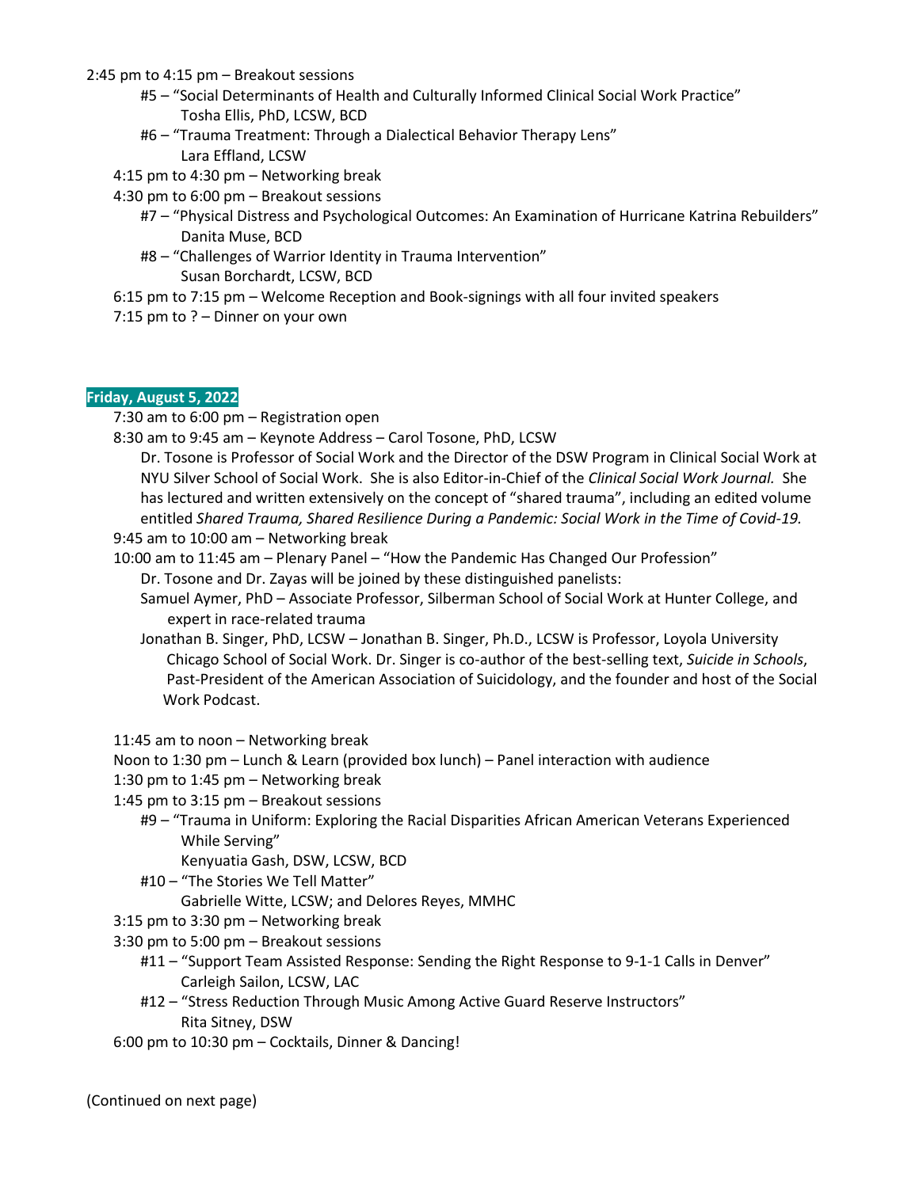2:45 pm to 4:15 pm – Breakout sessions

- #5 – "Social Determinants of Health and Culturally Informed Clinical Social Work Practice"
  Tosha Ellis, PhD, LCSW, BCD
- #6 – "Trauma Treatment: Through a Dialectical Behavior Therapy Lens"
  Lara Effland, LCSW

4:15 pm to 4:30 pm – Networking break

4:30 pm to 6:00 pm – Breakout sessions

- #7 – "Physical Distress and Psychological Outcomes: An Examination of Hurricane Katrina Rebuilders"
  Danita Muse, BCD
- #8 – "Challenges of Warrior Identity in Trauma Intervention"
  Susan Borchardt, LCSW, BCD

6:15 pm to 7:15 pm – Welcome Reception and Book-signings with all four invited speakers

7:15 pm to ? – Dinner on your own

**Friday, August 5, 2022**

7:30 am to 6:00 pm – Registration open

8:30 am to 9:45 am – Keynote Address – Carol Tosone, PhD, LCSW

Dr. Tosone is Professor of Social Work and the Director of the DSW Program in Clinical Social Work at NYU Silver School of Social Work. She is also Editor-in-Chief of the *Clinical Social Work Journal.* She has lectured and written extensively on the concept of "shared trauma", including an edited volume entitled *Shared Trauma, Shared Resilience During a Pandemic: Social Work in the Time of Covid-19.*

9:45 am to 10:00 am – Networking break

10:00 am to 11:45 am – Plenary Panel – "How the Pandemic Has Changed Our Profession"

Dr. Tosone and Dr. Zayas will be joined by these distinguished panelists:

Samuel Aymer, PhD – Associate Professor, Silberman School of Social Work at Hunter College, and expert in race-related trauma

Jonathan B. Singer, PhD, LCSW – Jonathan B. Singer, Ph.D., LCSW is Professor, Loyola University Chicago School of Social Work. Dr. Singer is co-author of the best-selling text, *Suicide in Schools*, Past-President of the American Association of Suicidology, and the founder and host of the Social Work Podcast.

11:45 am to noon – Networking break

Noon to 1:30 pm – Lunch & Learn (provided box lunch) – Panel interaction with audience

1:30 pm to 1:45 pm – Networking break

1:45 pm to 3:15 pm – Breakout sessions

- #9 – "Trauma in Uniform: Exploring the Racial Disparities African American Veterans Experienced While Serving"
  Kenyuatia Gash, DSW, LCSW, BCD
- #10 – "The Stories We Tell Matter"
  Gabrielle Witte, LCSW; and Delores Reyes, MMHC

3:15 pm to 3:30 pm – Networking break

3:30 pm to 5:00 pm – Breakout sessions

- #11 – "Support Team Assisted Response: Sending the Right Response to 9-1-1 Calls in Denver"
  Carleigh Sailon, LCSW, LAC
- #12 – "Stress Reduction Through Music Among Active Guard Reserve Instructors"
  Rita Sitney, DSW

6:00 pm to 10:30 pm – Cocktails, Dinner & Dancing!

(Continued on next page)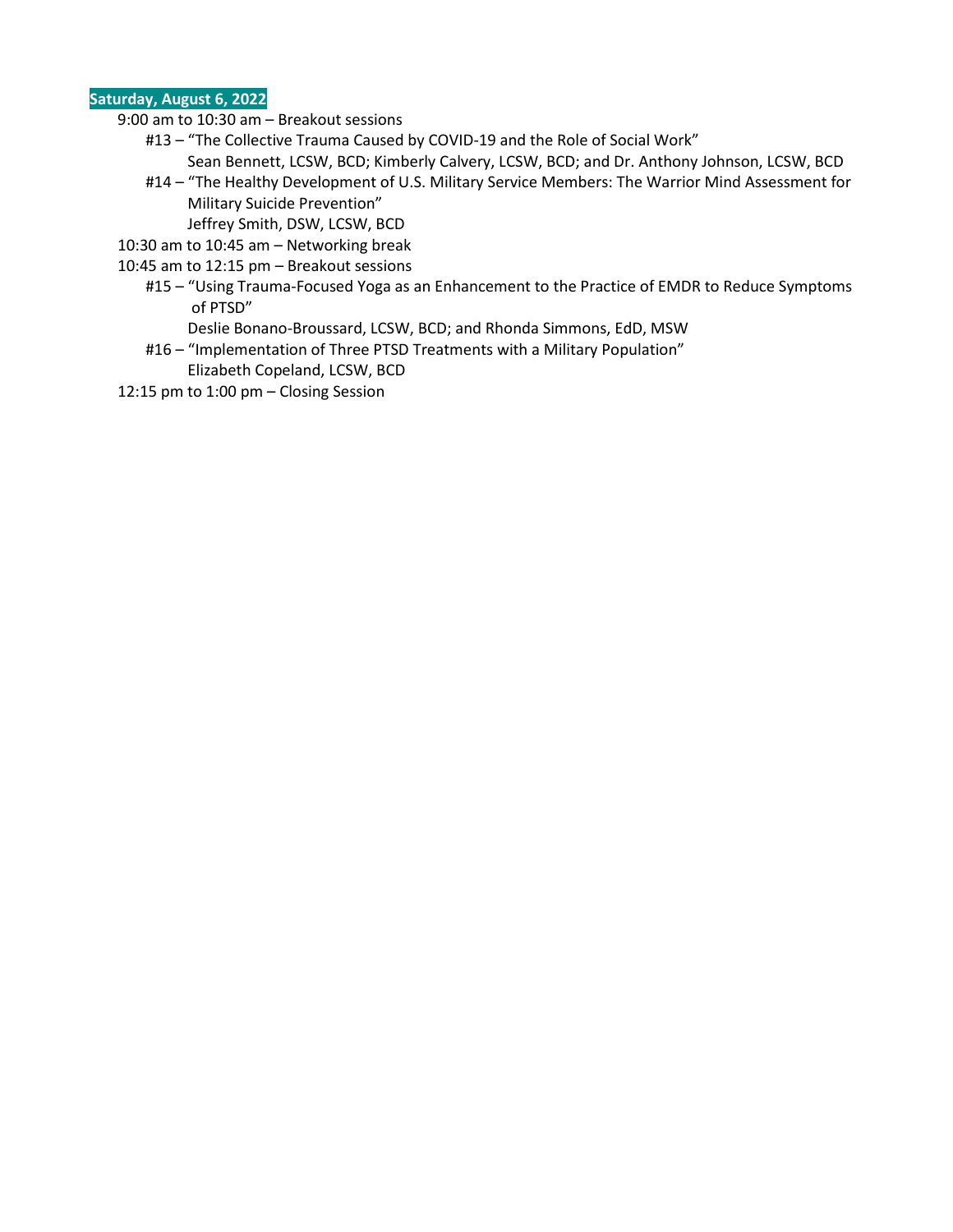**Saturday, August 6, 2022**

- 9:00 am to 10:30 am – Breakout sessions
  - #13 – "The Collective Trauma Caused by COVID-19 and the Role of Social Work"
    Sean Bennett, LCSW, BCD; Kimberly Calvery, LCSW, BCD; and Dr. Anthony Johnson, LCSW, BCD
  - #14 – "The Healthy Development of U.S. Military Service Members: The Warrior Mind Assessment for Military Suicide Prevention"
    Jeffrey Smith, DSW, LCSW, BCD
- 10:30 am to 10:45 am – Networking break
- 10:45 am to 12:15 pm – Breakout sessions
  - #15 – "Using Trauma-Focused Yoga as an Enhancement to the Practice of EMDR to Reduce Symptoms of PTSD"
    Deslie Bonano-Broussard, LCSW, BCD; and Rhonda Simmons, EdD, MSW
  - #16 – "Implementation of Three PTSD Treatments with a Military Population"
    Elizabeth Copeland, LCSW, BCD
- 12:15 pm to 1:00 pm – Closing Session